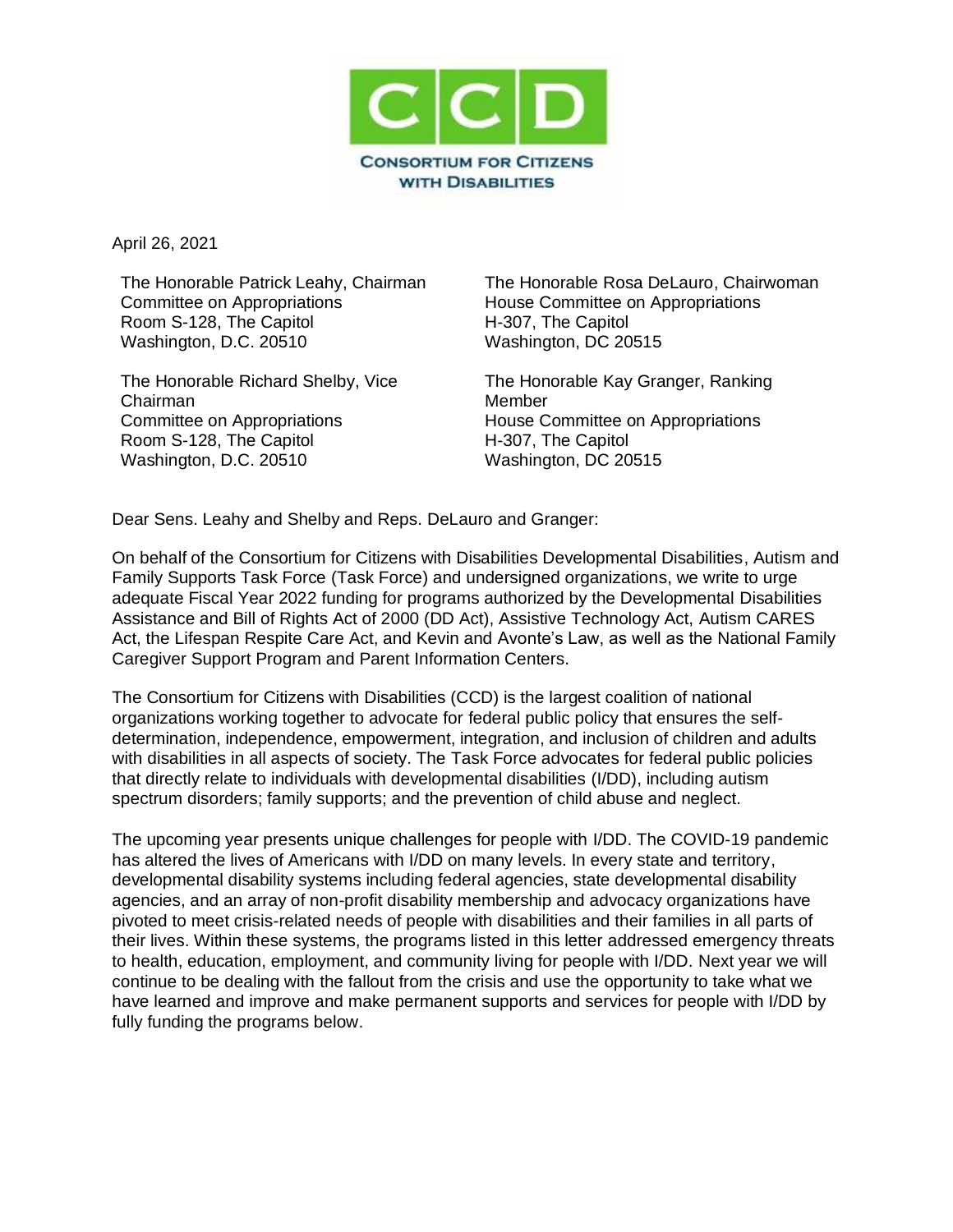CONSORTIUM FOR CITIZENS WITH DISABILITIES

April 26, 2021

The Honorable Patrick Leahy, Chairman
Committee on Appropriations
Room S-128, The Capitol
Washington, D.C. 20510

The Honorable Richard Shelby, Vice Chairman
Committee on Appropriations
Room S-128, The Capitol
Washington, D.C. 20510

The Honorable Rosa DeLauro, Chairwoman
House Committee on Appropriations
H-307, The Capitol
Washington, DC 20515

The Honorable Kay Granger, Ranking Member
House Committee on Appropriations
H-307, The Capitol
Washington, DC 20515

Dear Sens. Leahy and Shelby and Reps. DeLauro and Granger:

On behalf of the Consortium for Citizens with Disabilities Developmental Disabilities, Autism and Family Supports Task Force (Task Force) and undersigned organizations, we write to urge adequate Fiscal Year 2022 funding for programs authorized by the Developmental Disabilities Assistance and Bill of Rights Act of 2000 (DD Act), Assistive Technology Act, Autism CARES Act, the Lifespan Respite Care Act, and Kevin and Avonte's Law, as well as the National Family Caregiver Support Program and Parent Information Centers.

The Consortium for Citizens with Disabilities (CCD) is the largest coalition of national organizations working together to advocate for federal public policy that ensures the self-determination, independence, empowerment, integration, and inclusion of children and adults with disabilities in all aspects of society. The Task Force advocates for federal public policies that directly relate to individuals with developmental disabilities (I/DD), including autism spectrum disorders; family supports; and the prevention of child abuse and neglect.

The upcoming year presents unique challenges for people with I/DD. The COVID-19 pandemic has altered the lives of Americans with I/DD on many levels. In every state and territory, developmental disability systems including federal agencies, state developmental disability agencies, and an array of non-profit disability membership and advocacy organizations have pivoted to meet crisis-related needs of people with disabilities and their families in all parts of their lives. Within these systems, the programs listed in this letter addressed emergency threats to health, education, employment, and community living for people with I/DD. Next year we will continue to be dealing with the fallout from the crisis and use the opportunity to take what we have learned and improve and make permanent supports and services for people with I/DD by fully funding the programs below.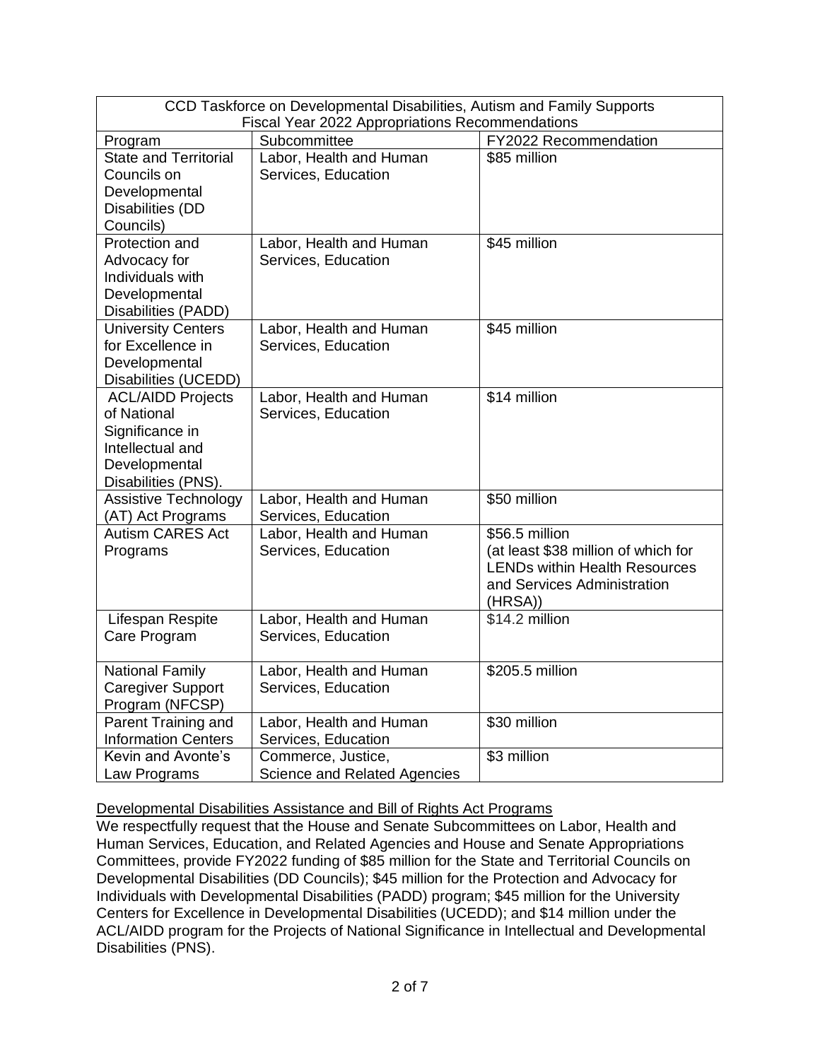| CCD Taskforce on Developmental Disabilities, Autism and Family Supports Fiscal Year 2022 Appropriations Recommendations | | |
|---|---|---|
| Program | Subcommittee | FY2022 Recommendation |
| State and Territorial Councils on Developmental Disabilities (DD Councils) | Labor, Health and Human Services, Education | $85 million |
| Protection and Advocacy for Individuals with Developmental Disabilities (PADD) | Labor, Health and Human Services, Education | $45 million |
| University Centers for Excellence in Developmental Disabilities (UCEDD) | Labor, Health and Human Services, Education | $45 million |
| ACL/AIDD Projects of National Significance in Intellectual and Developmental Disabilities (PNS). | Labor, Health and Human Services, Education | $14 million |
| Assistive Technology (AT) Act Programs | Labor, Health and Human Services, Education | $50 million |
| Autism CARES Act Programs | Labor, Health and Human Services, Education | $56.5 million (at least $38 million of which for LENDs within Health Resources and Services Administration (HRSA)) |
| Lifespan Respite Care Program | Labor, Health and Human Services, Education | $14.2 million |
| National Family Caregiver Support Program (NFCSP) | Labor, Health and Human Services, Education | $205.5 million |
| Parent Training and Information Centers | Labor, Health and Human Services, Education | $30 million |
| Kevin and Avonte's Law Programs | Commerce, Justice, Science and Related Agencies | $3 million |

<u>Developmental Disabilities Assistance and Bill of Rights Act Programs</u>

We respectfully request that the House and Senate Subcommittees on Labor, Health and Human Services, Education, and Related Agencies and House and Senate Appropriations Committees, provide FY2022 funding of $85 million for the State and Territorial Councils on Developmental Disabilities (DD Councils); $45 million for the Protection and Advocacy for Individuals with Developmental Disabilities (PADD) program; $45 million for the University Centers for Excellence in Developmental Disabilities (UCEDD); and $14 million under the ACL/AIDD program for the Projects of National Significance in Intellectual and Developmental Disabilities (PNS).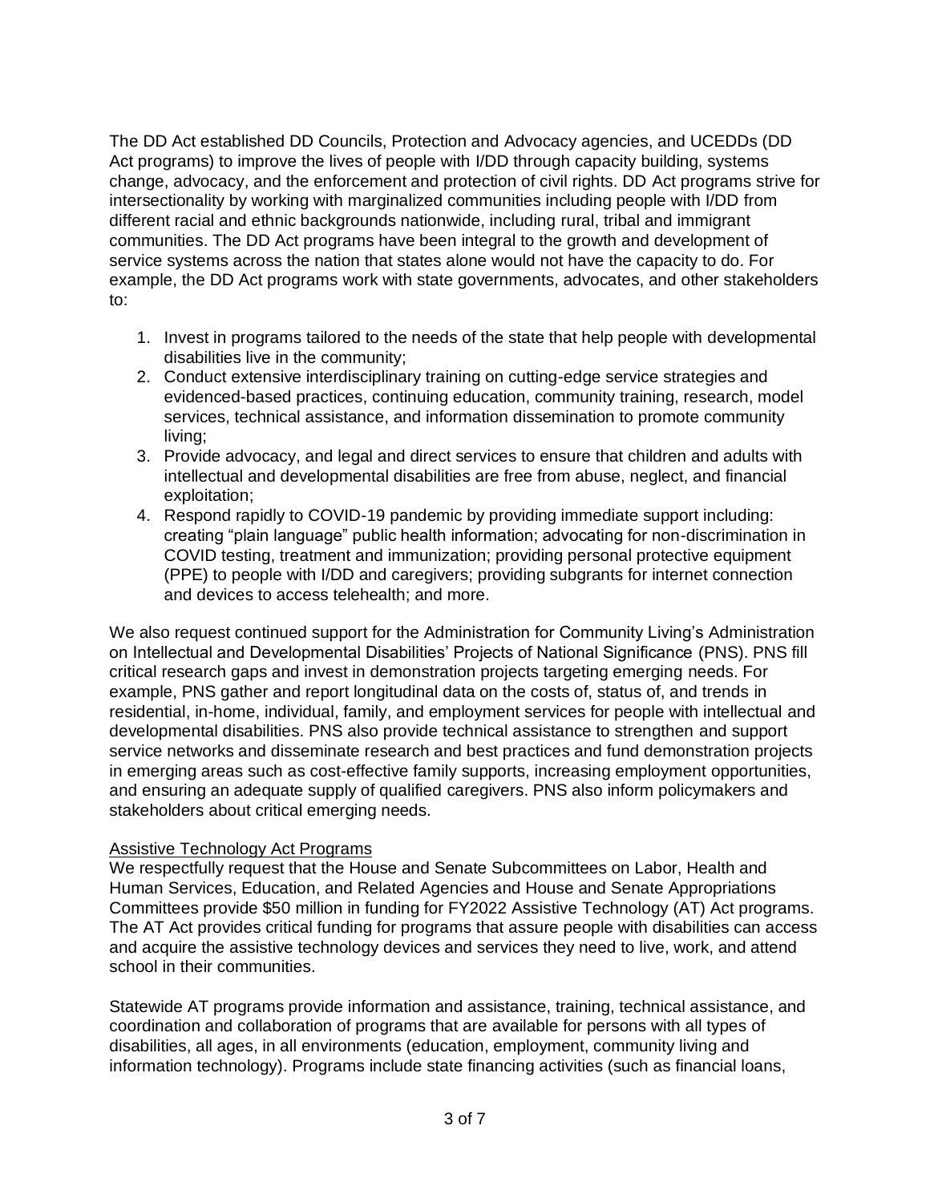The DD Act established DD Councils, Protection and Advocacy agencies, and UCEDDs (DD Act programs) to improve the lives of people with I/DD through capacity building, systems change, advocacy, and the enforcement and protection of civil rights. DD Act programs strive for intersectionality by working with marginalized communities including people with I/DD from different racial and ethnic backgrounds nationwide, including rural, tribal and immigrant communities. The DD Act programs have been integral to the growth and development of service systems across the nation that states alone would not have the capacity to do. For example, the DD Act programs work with state governments, advocates, and other stakeholders to:

1. Invest in programs tailored to the needs of the state that help people with developmental disabilities live in the community;
2. Conduct extensive interdisciplinary training on cutting-edge service strategies and evidenced-based practices, continuing education, community training, research, model services, technical assistance, and information dissemination to promote community living;
3. Provide advocacy, and legal and direct services to ensure that children and adults with intellectual and developmental disabilities are free from abuse, neglect, and financial exploitation;
4. Respond rapidly to COVID-19 pandemic by providing immediate support including: creating "plain language" public health information; advocating for non-discrimination in COVID testing, treatment and immunization; providing personal protective equipment (PPE) to people with I/DD and caregivers; providing subgrants for internet connection and devices to access telehealth; and more.

We also request continued support for the Administration for Community Living's Administration on Intellectual and Developmental Disabilities' Projects of National Significance (PNS). PNS fill critical research gaps and invest in demonstration projects targeting emerging needs. For example, PNS gather and report longitudinal data on the costs of, status of, and trends in residential, in-home, individual, family, and employment services for people with intellectual and developmental disabilities. PNS also provide technical assistance to strengthen and support service networks and disseminate research and best practices and fund demonstration projects in emerging areas such as cost-effective family supports, increasing employment opportunities, and ensuring an adequate supply of qualified caregivers. PNS also inform policymakers and stakeholders about critical emerging needs.

<u>Assistive Technology Act Programs</u>

We respectfully request that the House and Senate Subcommittees on Labor, Health and Human Services, Education, and Related Agencies and House and Senate Appropriations Committees provide $50 million in funding for FY2022 Assistive Technology (AT) Act programs. The AT Act provides critical funding for programs that assure people with disabilities can access and acquire the assistive technology devices and services they need to live, work, and attend school in their communities.

Statewide AT programs provide information and assistance, training, technical assistance, and coordination and collaboration of programs that are available for persons with all types of disabilities, all ages, in all environments (education, employment, community living and information technology). Programs include state financing activities (such as financial loans,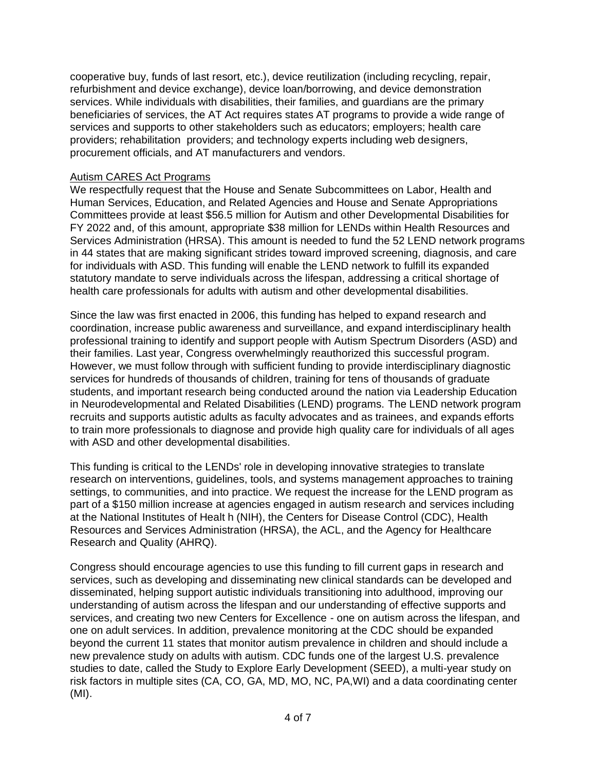cooperative buy, funds of last resort, etc.), device reutilization (including recycling, repair, refurbishment and device exchange), device loan/borrowing, and device demonstration services. While individuals with disabilities, their families, and guardians are the primary beneficiaries of services, the AT Act requires states AT programs to provide a wide range of services and supports to other stakeholders such as educators; employers; health care providers; rehabilitation providers; and technology experts including web designers, procurement officials, and AT manufacturers and vendors.

<u>Autism CARES Act Programs</u>

We respectfully request that the House and Senate Subcommittees on Labor, Health and Human Services, Education, and Related Agencies and House and Senate Appropriations Committees provide at least $56.5 million for Autism and other Developmental Disabilities for FY 2022 and, of this amount, appropriate $38 million for LENDs within Health Resources and Services Administration (HRSA). This amount is needed to fund the 52 LEND network programs in 44 states that are making significant strides toward improved screening, diagnosis, and care for individuals with ASD. This funding will enable the LEND network to fulfill its expanded statutory mandate to serve individuals across the lifespan, addressing a critical shortage of health care professionals for adults with autism and other developmental disabilities.

Since the law was first enacted in 2006, this funding has helped to expand research and coordination, increase public awareness and surveillance, and expand interdisciplinary health professional training to identify and support people with Autism Spectrum Disorders (ASD) and their families. Last year, Congress overwhelmingly reauthorized this successful program. However, we must follow through with sufficient funding to provide interdisciplinary diagnostic services for hundreds of thousands of children, training for tens of thousands of graduate students, and important research being conducted around the nation via Leadership Education in Neurodevelopmental and Related Disabilities (LEND) programs. The LEND network program recruits and supports autistic adults as faculty advocates and as trainees, and expands efforts to train more professionals to diagnose and provide high quality care for individuals of all ages with ASD and other developmental disabilities.

This funding is critical to the LENDs' role in developing innovative strategies to translate research on interventions, guidelines, tools, and systems management approaches to training settings, to communities, and into practice. We request the increase for the LEND program as part of a $150 million increase at agencies engaged in autism research and services including at the National Institutes of Healt h (NIH), the Centers for Disease Control (CDC), Health Resources and Services Administration (HRSA), the ACL, and the Agency for Healthcare Research and Quality (AHRQ).

Congress should encourage agencies to use this funding to fill current gaps in research and services, such as developing and disseminating new clinical standards can be developed and disseminated, helping support autistic individuals transitioning into adulthood, improving our understanding of autism across the lifespan and our understanding of effective supports and services, and creating two new Centers for Excellence - one on autism across the lifespan, and one on adult services. In addition, prevalence monitoring at the CDC should be expanded beyond the current 11 states that monitor autism prevalence in children and should include a new prevalence study on adults with autism. CDC funds one of the largest U.S. prevalence studies to date, called the Study to Explore Early Development (SEED), a multi-year study on risk factors in multiple sites (CA, CO, GA, MD, MO, NC, PA,WI) and a data coordinating center (MI).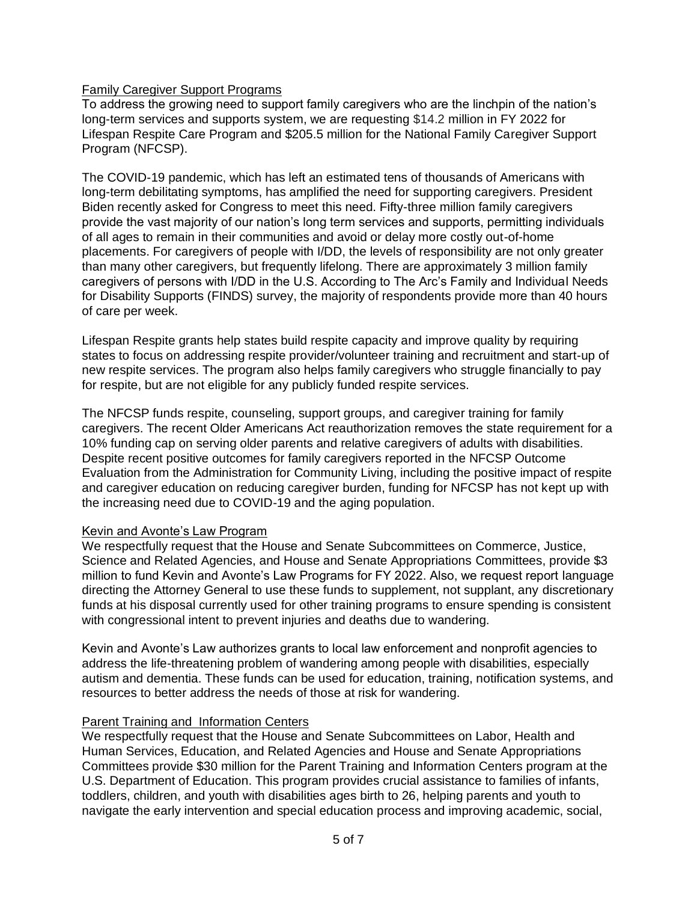## Family Caregiver Support Programs

To address the growing need to support family caregivers who are the linchpin of the nation's long-term services and supports system, we are requesting $14.2 million in FY 2022 for Lifespan Respite Care Program and $205.5 million for the National Family Caregiver Support Program (NFCSP).

The COVID-19 pandemic, which has left an estimated tens of thousands of Americans with long-term debilitating symptoms, has amplified the need for supporting caregivers. President Biden recently asked for Congress to meet this need. Fifty-three million family caregivers provide the vast majority of our nation's long term services and supports, permitting individuals of all ages to remain in their communities and avoid or delay more costly out-of-home placements. For caregivers of people with I/DD, the levels of responsibility are not only greater than many other caregivers, but frequently lifelong. There are approximately 3 million family caregivers of persons with I/DD in the U.S. According to The Arc's Family and Individual Needs for Disability Supports (FINDS) survey, the majority of respondents provide more than 40 hours of care per week.

Lifespan Respite grants help states build respite capacity and improve quality by requiring states to focus on addressing respite provider/volunteer training and recruitment and start-up of new respite services. The program also helps family caregivers who struggle financially to pay for respite, but are not eligible for any publicly funded respite services.

The NFCSP funds respite, counseling, support groups, and caregiver training for family caregivers. The recent Older Americans Act reauthorization removes the state requirement for a 10% funding cap on serving older parents and relative caregivers of adults with disabilities. Despite recent positive outcomes for family caregivers reported in the NFCSP Outcome Evaluation from the Administration for Community Living, including the positive impact of respite and caregiver education on reducing caregiver burden, funding for NFCSP has not kept up with the increasing need due to COVID-19 and the aging population.

## Kevin and Avonte's Law Program

We respectfully request that the House and Senate Subcommittees on Commerce, Justice, Science and Related Agencies, and House and Senate Appropriations Committees, provide $3 million to fund Kevin and Avonte's Law Programs for FY 2022. Also, we request report language directing the Attorney General to use these funds to supplement, not supplant, any discretionary funds at his disposal currently used for other training programs to ensure spending is consistent with congressional intent to prevent injuries and deaths due to wandering.

Kevin and Avonte's Law authorizes grants to local law enforcement and nonprofit agencies to address the life-threatening problem of wandering among people with disabilities, especially autism and dementia. These funds can be used for education, training, notification systems, and resources to better address the needs of those at risk for wandering.

## Parent Training and Information Centers

We respectfully request that the House and Senate Subcommittees on Labor, Health and Human Services, Education, and Related Agencies and House and Senate Appropriations Committees provide $30 million for the Parent Training and Information Centers program at the U.S. Department of Education. This program provides crucial assistance to families of infants, toddlers, children, and youth with disabilities ages birth to 26, helping parents and youth to navigate the early intervention and special education process and improving academic, social,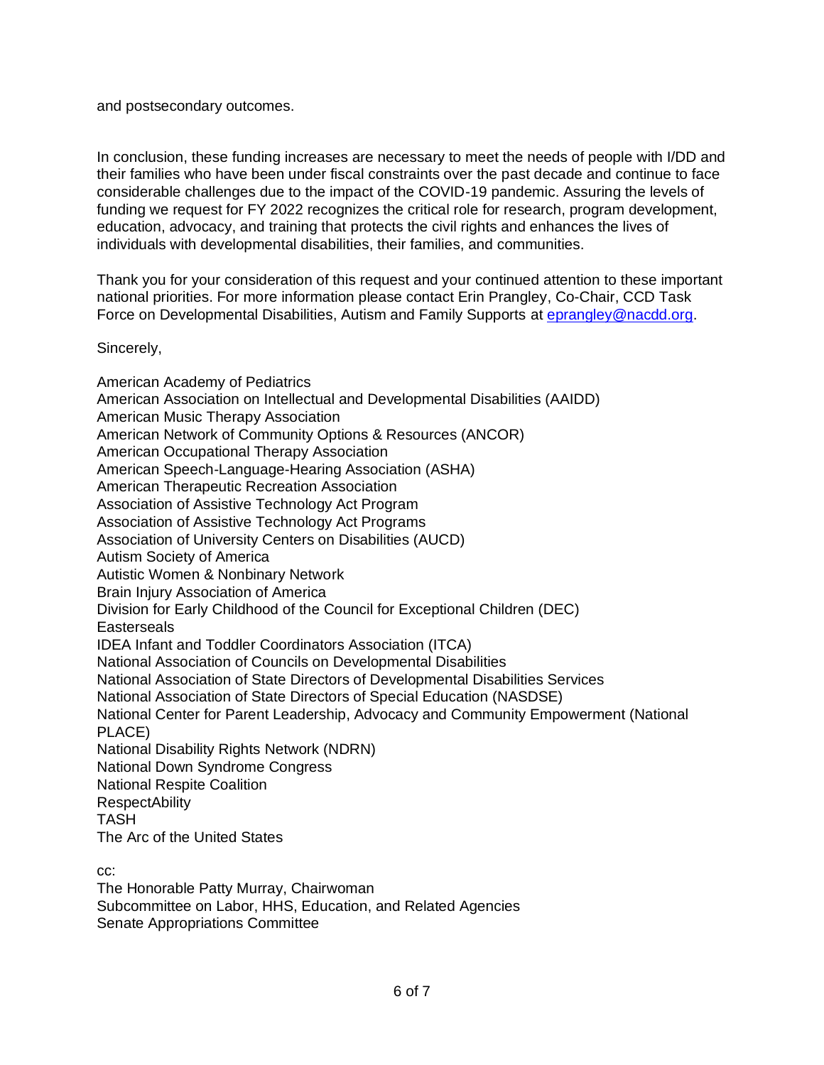and postsecondary outcomes.

In conclusion, these funding increases are necessary to meet the needs of people with I/DD and their families who have been under fiscal constraints over the past decade and continue to face considerable challenges due to the impact of the COVID-19 pandemic. Assuring the levels of funding we request for FY 2022 recognizes the critical role for research, program development, education, advocacy, and training that protects the civil rights and enhances the lives of individuals with developmental disabilities, their families, and communities.

Thank you for your consideration of this request and your continued attention to these important national priorities. For more information please contact Erin Prangley, Co-Chair, CCD Task Force on Developmental Disabilities, Autism and Family Supports at [eprangley@nacdd.org](mailto:eprangley@nacdd.org).

Sincerely,

American Academy of Pediatrics  
American Association on Intellectual and Developmental Disabilities (AAIDD)  
American Music Therapy Association  
American Network of Community Options & Resources (ANCOR)  
American Occupational Therapy Association  
American Speech-Language-Hearing Association (ASHA)  
American Therapeutic Recreation Association  
Association of Assistive Technology Act Program  
Association of Assistive Technology Act Programs  
Association of University Centers on Disabilities (AUCD)  
Autism Society of America  
Autistic Women & Nonbinary Network  
Brain Injury Association of America  
Division for Early Childhood of the Council for Exceptional Children (DEC)  
Easterseals  
IDEA Infant and Toddler Coordinators Association (ITCA)  
National Association of Councils on Developmental Disabilities  
National Association of State Directors of Developmental Disabilities Services  
National Association of State Directors of Special Education (NASDSE)  
National Center for Parent Leadership, Advocacy and Community Empowerment (National PLACE)  
National Disability Rights Network (NDRN)  
National Down Syndrome Congress  
National Respite Coalition  
RespectAbility  
TASH  
The Arc of the United States

cc:  
The Honorable Patty Murray, Chairwoman  
Subcommittee on Labor, HHS, Education, and Related Agencies  
Senate Appropriations Committee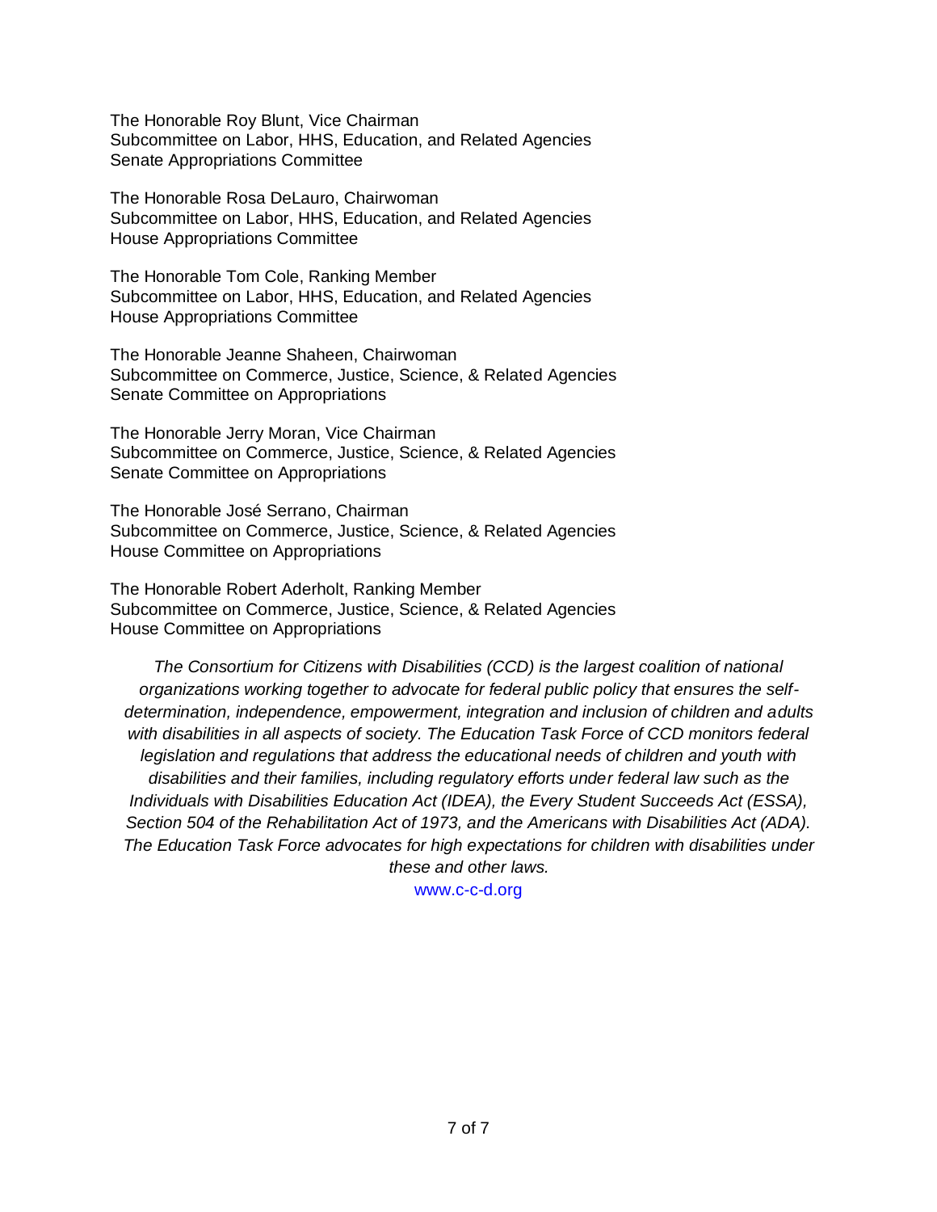The Honorable Roy Blunt, Vice Chairman
Subcommittee on Labor, HHS, Education, and Related Agencies
Senate Appropriations Committee

The Honorable Rosa DeLauro, Chairwoman
Subcommittee on Labor, HHS, Education, and Related Agencies
House Appropriations Committee

The Honorable Tom Cole, Ranking Member
Subcommittee on Labor, HHS, Education, and Related Agencies
House Appropriations Committee

The Honorable Jeanne Shaheen, Chairwoman
Subcommittee on Commerce, Justice, Science, & Related Agencies
Senate Committee on Appropriations

The Honorable Jerry Moran, Vice Chairman
Subcommittee on Commerce, Justice, Science, & Related Agencies
Senate Committee on Appropriations

The Honorable José Serrano, Chairman
Subcommittee on Commerce, Justice, Science, & Related Agencies
House Committee on Appropriations

The Honorable Robert Aderholt, Ranking Member
Subcommittee on Commerce, Justice, Science, & Related Agencies
House Committee on Appropriations

*The Consortium for Citizens with Disabilities (CCD) is the largest coalition of national organizations working together to advocate for federal public policy that ensures the self-determination, independence, empowerment, integration and inclusion of children and adults with disabilities in all aspects of society. The Education Task Force of CCD monitors federal legislation and regulations that address the educational needs of children and youth with disabilities and their families, including regulatory efforts under federal law such as the Individuals with Disabilities Education Act (IDEA), the Every Student Succeeds Act (ESSA), Section 504 of the Rehabilitation Act of 1973, and the Americans with Disabilities Act (ADA). The Education Task Force advocates for high expectations for children with disabilities under these and other laws.*

www.c-c-d.org